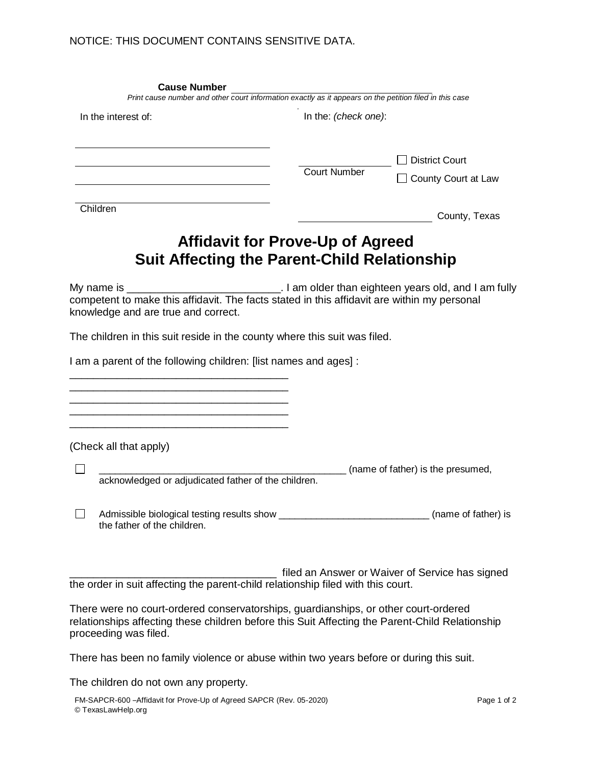NOTICE: THIS DOCUMENT CONTAINS SENSITIVE DATA.

**Cause Number** ______________________________________

*Print cause number and other court information exactly as it appears on the petition filed in this case*

In the interest of:

____________________________________

____________________________________

____________________________________

____________________________________

Children

In the: *(check one)*:

______________ Court Number

☐ District Court

☐ County Court at Law

______________________ County, Texas

# Affidavit for Prove-Up of Agreed Suit Affecting the Parent-Child Relationship

My name is _________________________. I am older than eighteen years old, and I am fully competent to make this affidavit. The facts stated in this affidavit are within my personal knowledge and are true and correct.

The children in this suit reside in the county where this suit was filed.

I am a parent of the following children: [list names and ages] :

_____________________________________

_____________________________________

_____________________________________

_____________________________________

_____________________________________

(Check all that apply)

☐ _____________________________________________ (name of father) is the presumed, acknowledged or adjudicated father of the children.

☐ Admissible biological testing results show ___________________________ (name of father) is the father of the children.

___________________________________ filed an Answer or Waiver of Service has signed the order in suit affecting the parent-child relationship filed with this court.

There were no court-ordered conservatorships, guardianships, or other court-ordered relationships affecting these children before this Suit Affecting the Parent-Child Relationship proceeding was filed.

There has been no family violence or abuse within two years before or during this suit.

The children do not own any property.

FM-SAPCR-600 –Affidavit for Prove-Up of Agreed SAPCR (Rev. 05-2020)
© TexasLawHelp.org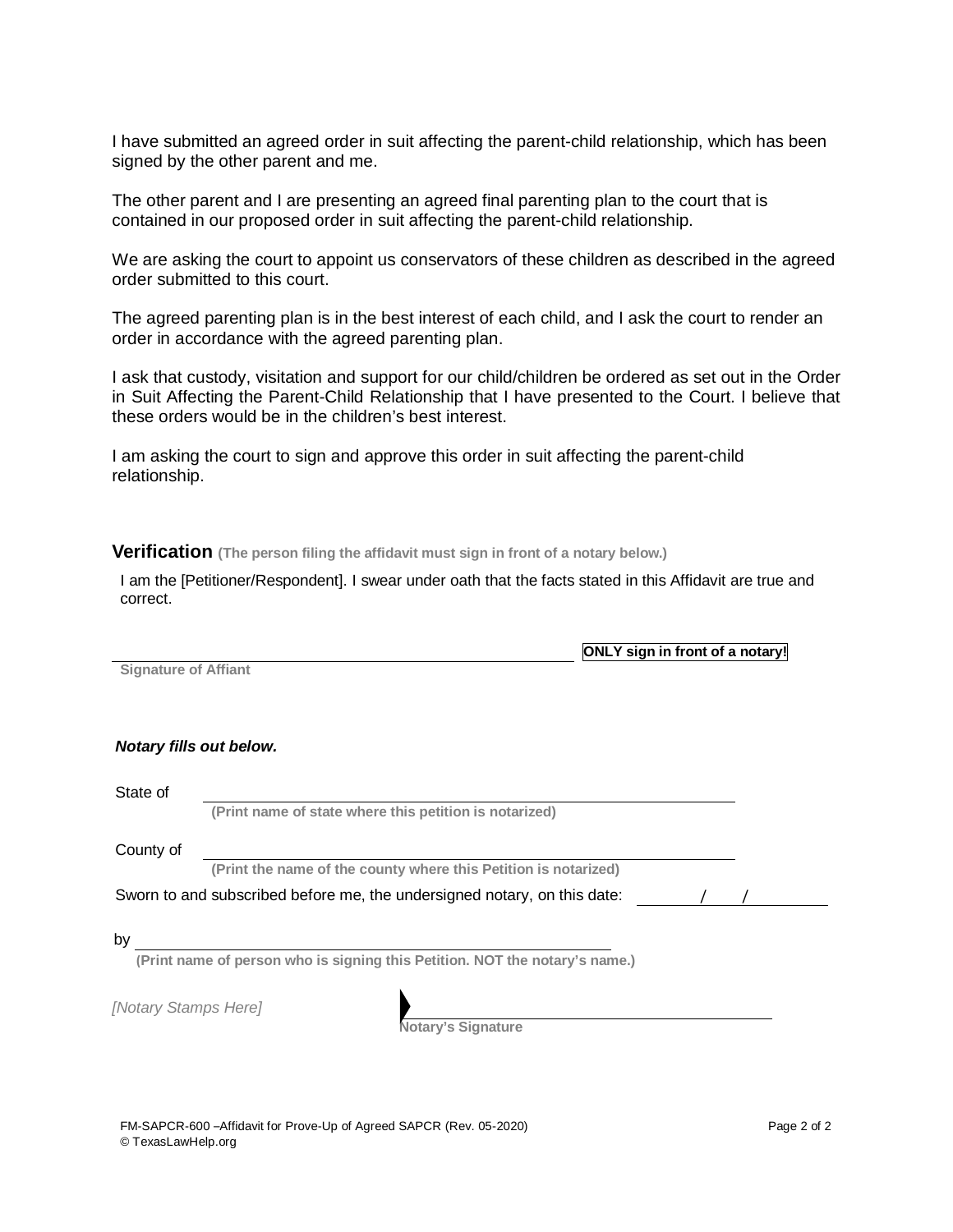I have submitted an agreed order in suit affecting the parent-child relationship, which has been signed by the other parent and me.

The other parent and I are presenting an agreed final parenting plan to the court that is contained in our proposed order in suit affecting the parent-child relationship.

We are asking the court to appoint us conservators of these children as described in the agreed order submitted to this court.

The agreed parenting plan is in the best interest of each child, and I ask the court to render an order in accordance with the agreed parenting plan.

I ask that custody, visitation and support for our child/children be ordered as set out in the Order in Suit Affecting the Parent-Child Relationship that I have presented to the Court. I believe that these orders would be in the children's best interest.

I am asking the court to sign and approve this order in suit affecting the parent-child relationship.

## Verification (The person filing the affidavit must sign in front of a notary below.)

I am the [Petitioner/Respondent]. I swear under oath that the facts stated in this Affidavit are true and correct.

\_\_\_\_\_\_\_\_\_\_\_\_\_\_\_\_\_\_\_\_\_\_\_\_\_\_\_\_\_\_\_\_\_\_\_\_\_\_\_\_ **ONLY sign in front of a notary!**

**Signature of Affiant**

***Notary fills out below.***

State of \_\_\_\_\_\_\_\_\_\_\_\_\_\_\_\_\_\_\_\_\_\_\_\_\_\_\_\_\_\_\_\_\_\_\_\_\_\_\_\_

**(Print name of state where this petition is notarized)**

County of \_\_\_\_\_\_\_\_\_\_\_\_\_\_\_\_\_\_\_\_\_\_\_\_\_\_\_\_\_\_\_\_\_\_\_\_\_\_\_\_

**(Print the name of the county where this Petition is notarized)**

Sworn to and subscribed before me, the undersigned notary, on this date: \_\_\_\_\_/\_\_\_\_/\_\_\_\_\_\_\_

by \_\_\_\_\_\_\_\_\_\_\_\_\_\_\_\_\_\_\_\_\_\_\_\_\_\_\_\_\_\_\_\_\_\_\_\_\_\_\_\_

**(Print name of person who is signing this Petition. NOT the notary's name.)**

*[Notary Stamps Here]*

\_\_\_\_\_\_\_\_\_\_\_\_\_\_\_\_\_\_\_\_\_\_\_\_\_\_\_\_\_\_\_\_\_\_\_\_\_\_\_\_

**Notary's Signature**

FM-SAPCR-600 –Affidavit for Prove-Up of Agreed SAPCR (Rev. 05-2020)
© TexasLawHelp.org